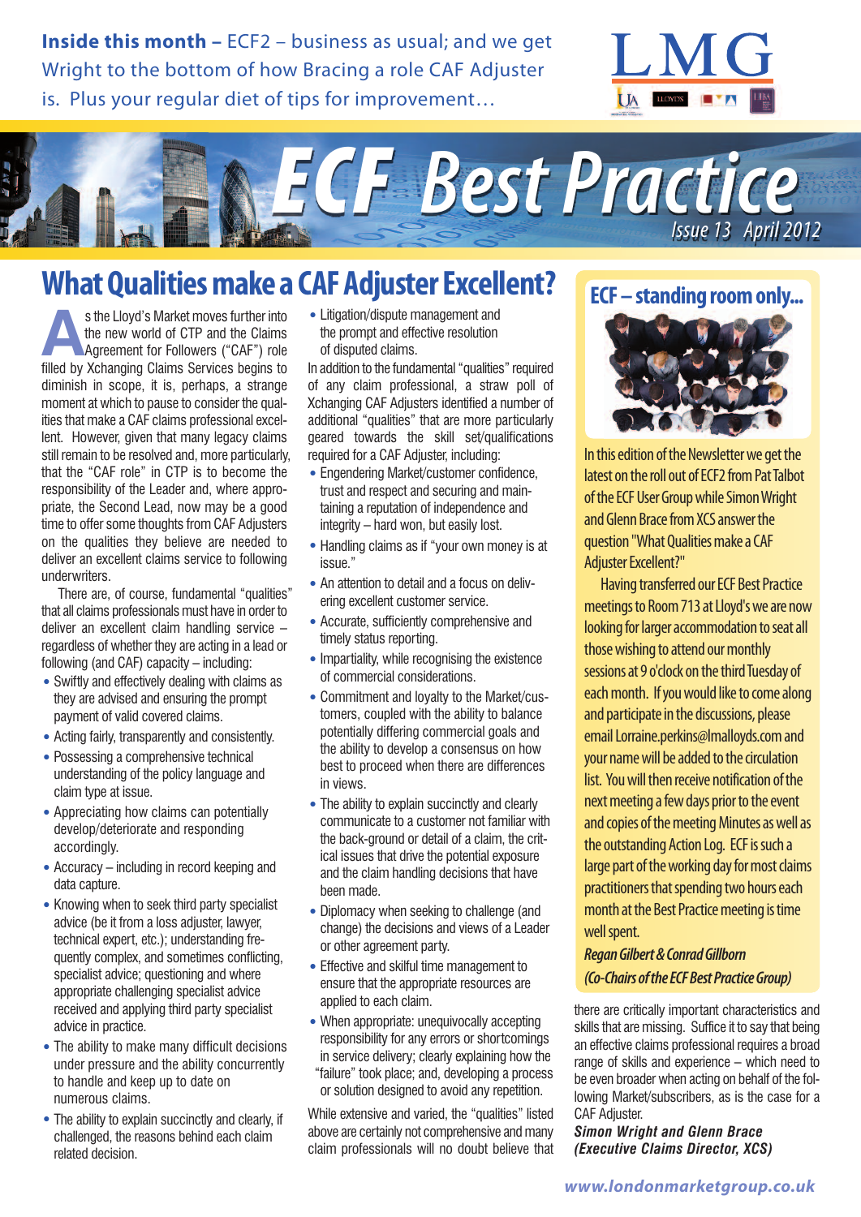**Inside this month –** ECF2 – business as usual; and we get Wright to the bottom of how Bracing a role CAF Adjuster is. Plus your regular diet of tips for improvement…

LMG

# ECF Best Practice

Issue 13 April 2012

## What Qualities make a CAF Adjuster Excellent?

As the Lloyd's Market moves further into the new world of CTP and the Claims Agreement for Followers ("CAF") role filled by Xchanging Claims Services begins to diminish in scope, it is, perhaps, a strange moment at which to pause to consider the qualities that make a CAF claims professional excellent. However, given that many legacy claims still remain to be resolved and, more particularly, that the "CAF role" in CTP is to become the responsibility of the Leader and, where appropriate, the Second Lead, now may be a good time to offer some thoughts from CAF Adjusters on the qualities they believe are needed to deliver an excellent claims service to following underwriters.

There are, of course, fundamental "qualities" that all claims professionals must have in order to deliver an excellent claim handling service – regardless of whether they are acting in a lead or following (and CAF) capacity – including:

- Swiftly and effectively dealing with claims as they are advised and ensuring the prompt payment of valid covered claims.
- Acting fairly, transparently and consistently.
- Possessing a comprehensive technical understanding of the policy language and claim type at issue.
- Appreciating how claims can potentially develop/deteriorate and responding accordingly.
- Accuracy – including in record keeping and data capture.
- Knowing when to seek third party specialist advice (be it from a loss adjuster, lawyer, technical expert, etc.); understanding frequently complex, and sometimes conflicting, specialist advice; questioning and where appropriate challenging specialist advice received and applying third party specialist advice in practice.
- The ability to make many difficult decisions under pressure and the ability concurrently to handle and keep up to date on numerous claims.
- The ability to explain succinctly and clearly, if challenged, the reasons behind each claim related decision.
- Litigation/dispute management and the prompt and effective resolution of disputed claims.

In addition to the fundamental "qualities" required of any claim professional, a straw poll of Xchanging CAF Adjusters identified a number of additional "qualities" that are more particularly geared towards the skill set/qualifications required for a CAF Adjuster, including:

- Engendering Market/customer confidence, trust and respect and securing and maintaining a reputation of independence and integrity – hard won, but easily lost.
- Handling claims as if "your own money is at issue."
- An attention to detail and a focus on delivering excellent customer service.
- Accurate, sufficiently comprehensive and timely status reporting.
- Impartiality, while recognising the existence of commercial considerations.
- Commitment and loyalty to the Market/customers, coupled with the ability to balance potentially differing commercial goals and the ability to develop a consensus on how best to proceed when there are differences in views.
- The ability to explain succinctly and clearly communicate to a customer not familiar with the back-ground or detail of a claim, the critical issues that drive the potential exposure and the claim handling decisions that have been made.
- Diplomacy when seeking to challenge (and change) the decisions and views of a Leader or other agreement party.
- Effective and skilful time management to ensure that the appropriate resources are applied to each claim.
- When appropriate: unequivocally accepting responsibility for any errors or shortcomings in service delivery; clearly explaining how the "failure" took place; and, developing a process or solution designed to avoid any repetition.

While extensive and varied, the "qualities" listed above are certainly not comprehensive and many claim professionals will no doubt believe that there are critically important characteristics and skills that are missing. Suffice it to say that being an effective claims professional requires a broad range of skills and experience – which need to be even broader when acting on behalf of the following Market/subscribers, as is the case for a CAF Adjuster.

***Simon Wright and Glenn Brace***
***(Executive Claims Director, XCS)***

## ECF – standing room only...

In this edition of the Newsletter we get the latest on the roll out of ECF2 from Pat Talbot of the ECF User Group while Simon Wright and Glenn Brace from XCS answer the question "What Qualities make a CAF Adjuster Excellent?"

Having transferred our ECF Best Practice meetings to Room 713 at Lloyd's we are now looking for larger accommodation to seat all those wishing to attend our monthly sessions at 9 o'clock on the third Tuesday of each month. If you would like to come along and participate in the discussions, please email Lorraine.perkins@lmalloyds.com and your name will be added to the circulation list. You will then receive notification of the next meeting a few days prior to the event and copies of the meeting Minutes as well as the outstanding Action Log. ECF is such a large part of the working day for most claims practitioners that spending two hours each month at the Best Practice meeting is time well spent.

***Regan Gilbert & Conrad Gillborn***
***(Co-Chairs of the ECF Best Practice Group)***

www.londonmarketgroup.co.uk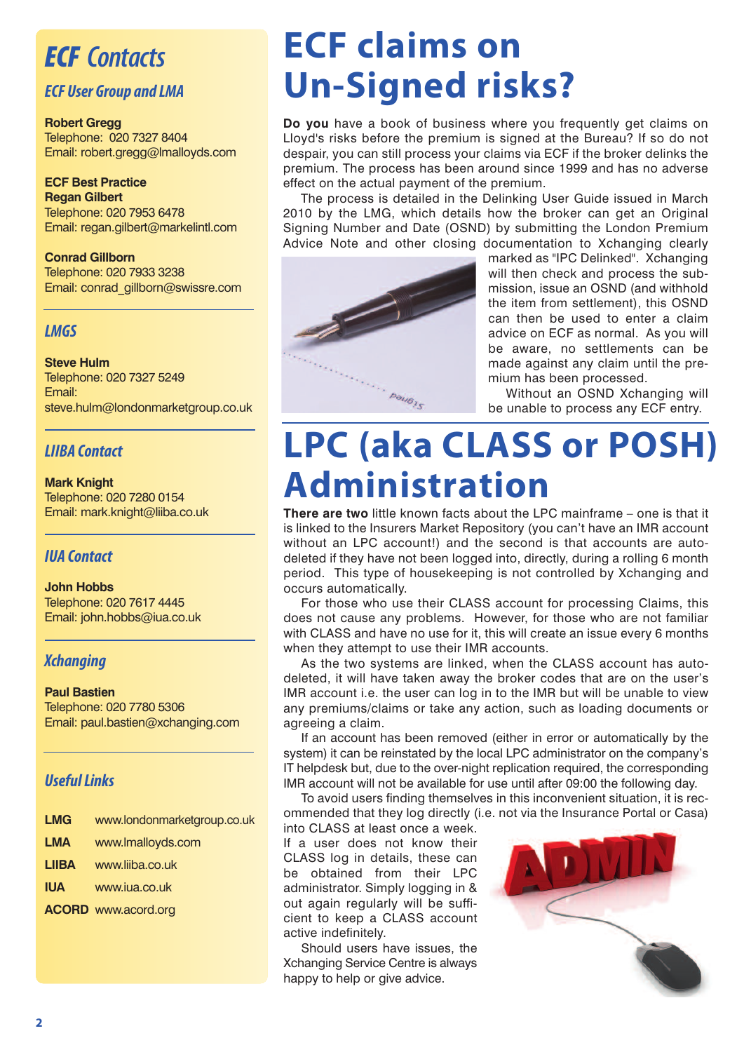# ECF Contacts

## ECF User Group and LMA

**Robert Gregg**
Telephone: 020 7327 8404
Email: robert.gregg@lmalloyds.com

**ECF Best Practice**
**Regan Gilbert**
Telephone: 020 7953 6478
Email: regan.gilbert@markelintl.com

**Conrad Gillborn**
Telephone: 020 7933 3238
Email: conrad_gillborn@swissre.com

## LMGS

**Steve Hulm**
Telephone: 020 7327 5249
Email:
steve.hulm@londonmarketgroup.co.uk

## LIIBA Contact

**Mark Knight**
Telephone: 020 7280 0154
Email: mark.knight@liiba.co.uk

## IUA Contact

**John Hobbs**
Telephone: 020 7617 4445
Email: john.hobbs@iua.co.uk

## Xchanging

**Paul Bastien**
Telephone: 020 7780 5306
Email: paul.bastien@xchanging.com

## Useful Links

| | |
|---|---|
| **LMG** | www.londonmarketgroup.co.uk |
| **LMA** | www.lmalloyds.com |
| **LIIBA** | www.liiba.co.uk |
| **IUA** | www.iua.co.uk |
| **ACORD** | www.acord.org |

# ECF claims on Un-Signed risks?

**Do you** have a book of business where you frequently get claims on Lloyd's risks before the premium is signed at the Bureau? If so do not despair, you can still process your claims via ECF if the broker delinks the premium. The process has been around since 1999 and has no adverse effect on the actual payment of the premium.

The process is detailed in the Delinking User Guide issued in March 2010 by the LMG, which details how the broker can get an Original Signing Number and Date (OSND) by submitting the London Premium Advice Note and other closing documentation to Xchanging clearly marked as "IPC Delinked". Xchanging will then check and process the submission, issue an OSND (and withhold the item from settlement), this OSND can then be used to enter a claim advice on ECF as normal. As you will be aware, no settlements can be made against any claim until the premium has been processed.

Without an OSND Xchanging will be unable to process any ECF entry.

# LPC (aka CLASS or POSH) Administration

**There are two** little known facts about the LPC mainframe – one is that it is linked to the Insurers Market Repository (you can't have an IMR account without an LPC account!) and the second is that accounts are auto-deleted if they have not been logged into, directly, during a rolling 6 month period. This type of housekeeping is not controlled by Xchanging and occurs automatically.

For those who use their CLASS account for processing Claims, this does not cause any problems. However, for those who are not familiar with CLASS and have no use for it, this will create an issue every 6 months when they attempt to use their IMR accounts.

As the two systems are linked, when the CLASS account has auto-deleted, it will have taken away the broker codes that are on the user's IMR account i.e. the user can log in to the IMR but will be unable to view any premiums/claims or take any action, such as loading documents or agreeing a claim.

If an account has been removed (either in error or automatically by the system) it can be reinstated by the local LPC administrator on the company's IT helpdesk but, due to the over-night replication required, the corresponding IMR account will not be available for use until after 09:00 the following day.

To avoid users finding themselves in this inconvenient situation, it is recommended that they log directly (i.e. not via the Insurance Portal or Casa) into CLASS at least once a week. If a user does not know their CLASS log in details, these can be obtained from their LPC administrator. Simply logging in & out again regularly will be sufficient to keep a CLASS account active indefinitely.

Should users have issues, the Xchanging Service Centre is always happy to help or give advice.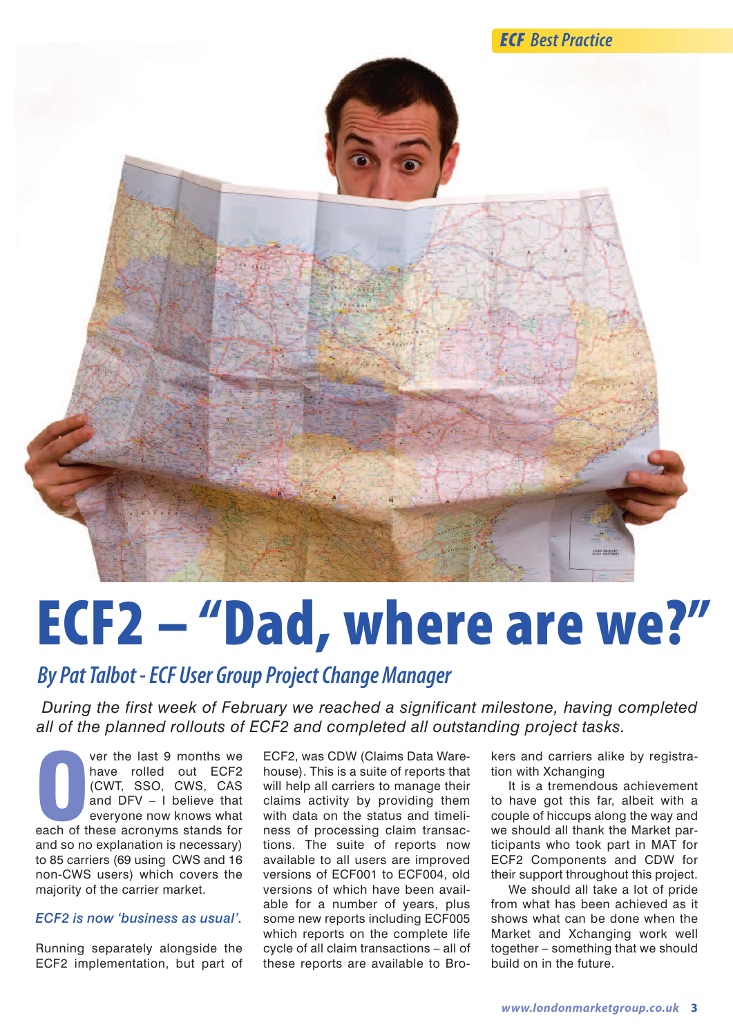# ECF2 – "Dad, where are we?"

## *By Pat Talbot - ECF User Group Project Change Manager*

*During the first week of February we reached a significant milestone, having completed all of the planned rollouts of ECF2 and completed all outstanding project tasks.*

Over the last 9 months we have rolled out ECF2 (CWT, SSO, CWS, CAS and DFV – I believe that everyone now knows what each of these acronyms stands for and so no explanation is necessary) to 85 carriers (69 using CWS and 16 non-CWS users) which covers the majority of the carrier market.

*ECF2 is now 'business as usual'.*

Running separately alongside the ECF2 implementation, but part of ECF2, was CDW (Claims Data Warehouse). This is a suite of reports that will help all carriers to manage their claims activity by providing them with data on the status and timeliness of processing claim transactions. The suite of reports now available to all users are improved versions of ECF001 to ECF004, old versions of which have been available for a number of years, plus some new reports including ECF005 which reports on the complete life cycle of all claim transactions – all of these reports are available to Brokers and carriers alike by registration with Xchanging

It is a tremendous achievement to have got this far, albeit with a couple of hiccups along the way and we should all thank the Market participants who took part in MAT for ECF2 Components and CDW for their support throughout this project.

We should all take a lot of pride from what has been achieved as it shows what can be done when the Market and Xchanging work well together – something that we should build on in the future.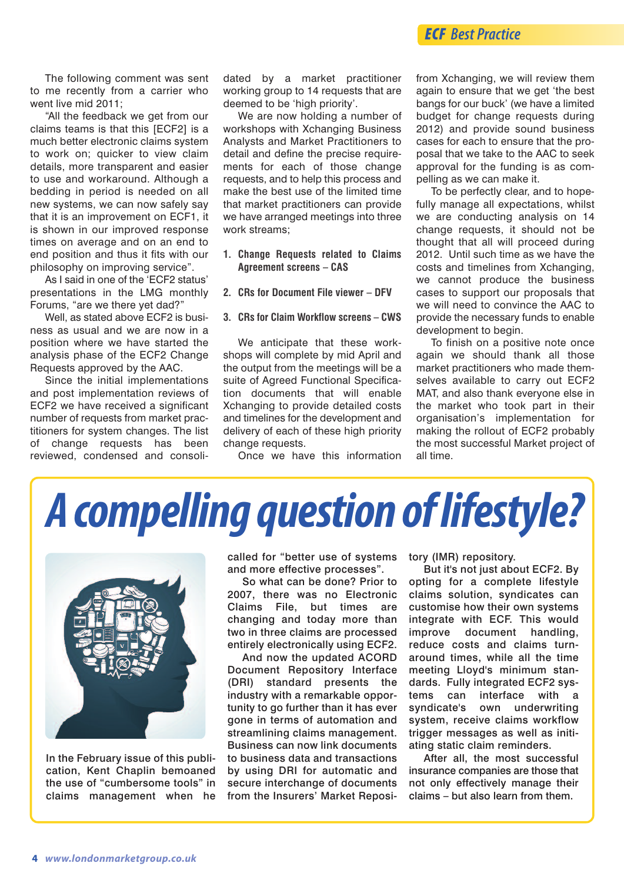The following comment was sent to me recently from a carrier who went live mid 2011;

"All the feedback we get from our claims teams is that this [ECF2] is a much better electronic claims system to work on; quicker to view claim details, more transparent and easier to use and workaround. Although a bedding in period is needed on all new systems, we can now safely say that it is an improvement on ECF1, it is shown in our improved response times on average and on an end to end position and thus it fits with our philosophy on improving service".

As I said in one of the 'ECF2 status' presentations in the LMG monthly Forums, "are we there yet dad?"

Well, as stated above ECF2 is business as usual and we are now in a position where we have started the analysis phase of the ECF2 Change Requests approved by the AAC.

Since the initial implementations and post implementation reviews of ECF2 we have received a significant number of requests from market practitioners for system changes. The list of change requests has been reviewed, condensed and consolidated by a market practitioner working group to 14 requests that are deemed to be 'high priority'.

We are now holding a number of workshops with Xchanging Business Analysts and Market Practitioners to detail and define the precise requirements for each of those change requests, and to help this process and make the best use of the limited time that market practitioners can provide we have arranged meetings into three work streams;

1. **Change Requests related to Claims Agreement screens – CAS**
2. **CRs for Document File viewer – DFV**
3. **CRs for Claim Workflow screens – CWS**

We anticipate that these workshops will complete by mid April and the output from the meetings will be a suite of Agreed Functional Specification documents that will enable Xchanging to provide detailed costs and timelines for the development and delivery of each of these high priority change requests.

Once we have this information from Xchanging, we will review them again to ensure that we get 'the best bangs for our buck' (we have a limited budget for change requests during 2012) and provide sound business cases for each to ensure that the proposal that we take to the AAC to seek approval for the funding is as compelling as we can make it.

To be perfectly clear, and to hopefully manage all expectations, whilst we are conducting analysis on 14 change requests, it should not be thought that all will proceed during 2012. Until such time as we have the costs and timelines from Xchanging, we cannot produce the business cases to support our proposals that we will need to convince the AAC to provide the necessary funds to enable development to begin.

To finish on a positive note once again we should thank all those market practitioners who made themselves available to carry out ECF2 MAT, and also thank everyone else in the market who took part in their organisation's implementation for making the rollout of ECF2 probably the most successful Market project of all time.

# *A compelling question of lifestyle?*

In the February issue of this publication, Kent Chaplin bemoaned the use of "cumbersome tools" in claims management when he called for "better use of systems and more effective processes".

So what can be done? Prior to 2007, there was no Electronic Claims File, but times are changing and today more than two in three claims are processed entirely electronically using ECF2.

And now the updated ACORD Document Repository Interface (DRI) standard presents the industry with a remarkable opportunity to go further than it has ever gone in terms of automation and streamlining claims management. Business can now link documents to business data and transactions by using DRI for automatic and secure interchange of documents from the Insurers' Market Repository (IMR) repository.

But it's not just about ECF2. By opting for a complete lifestyle claims solution, syndicates can customise how their own systems integrate with ECF. This would improve document handling, reduce costs and claims turnaround times, while all the time meeting Lloyd's minimum standards. Fully integrated ECF2 systems can interface with a syndicate's own underwriting system, receive claims workflow trigger messages as well as initiating static claim reminders.

After all, the most successful insurance companies are those that not only effectively manage their claims – but also learn from them.